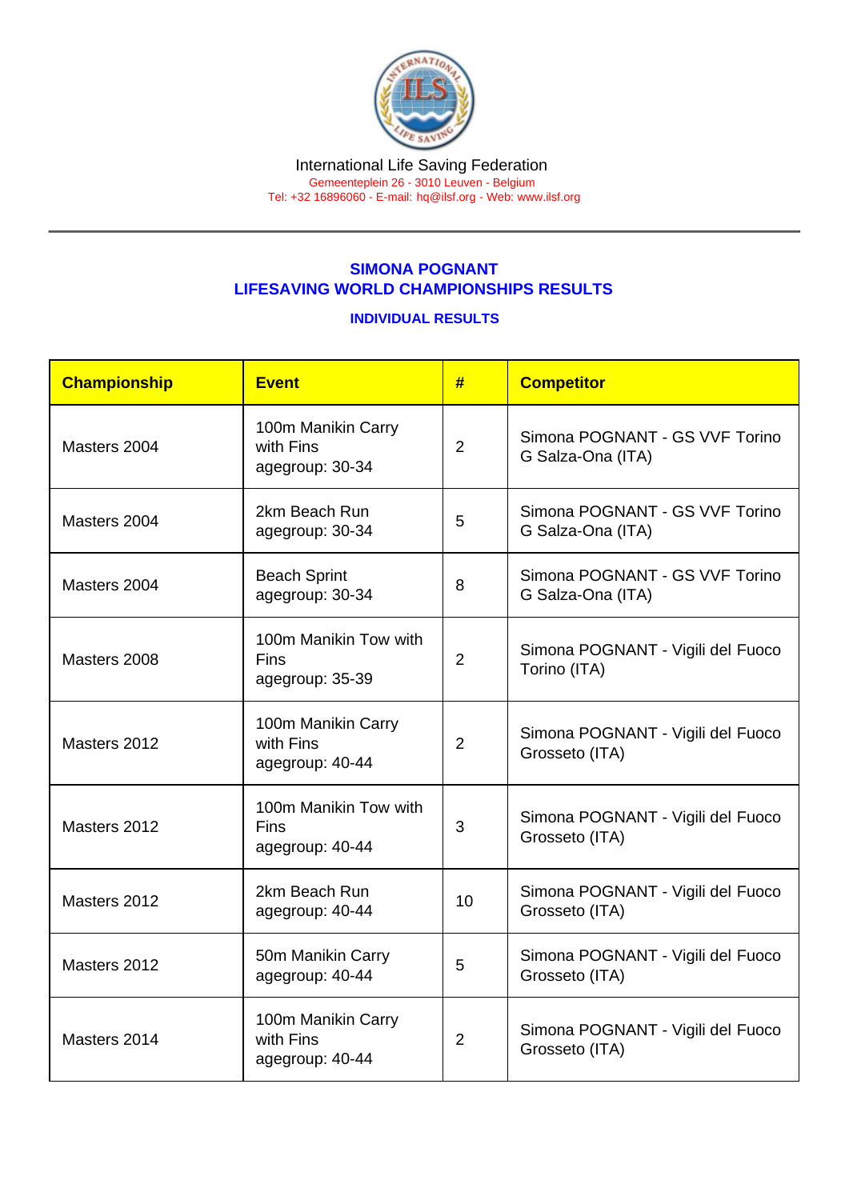International Life Saving Federation
Gemeenteplein 26 - 3010 Leuven - Belgium
Tel: +32 16896060 - E-mail: hq@ilsf.org - Web: www.ilsf.org

## SIMONA POGNANT
## LIFESAVING WORLD CHAMPIONSHIPS RESULTS

### INDIVIDUAL RESULTS

| Championship | Event | # | Competitor |
|---|---|---|---|
| Masters 2004 | 100m Manikin Carry with Fins agegroup: 30-34 | 2 | Simona POGNANT - GS VVF Torino G Salza-Ona (ITA) |
| Masters 2004 | 2km Beach Run agegroup: 30-34 | 5 | Simona POGNANT - GS VVF Torino G Salza-Ona (ITA) |
| Masters 2004 | Beach Sprint agegroup: 30-34 | 8 | Simona POGNANT - GS VVF Torino G Salza-Ona (ITA) |
| Masters 2008 | 100m Manikin Tow with Fins agegroup: 35-39 | 2 | Simona POGNANT - Vigili del Fuoco Torino (ITA) |
| Masters 2012 | 100m Manikin Carry with Fins agegroup: 40-44 | 2 | Simona POGNANT - Vigili del Fuoco Grosseto (ITA) |
| Masters 2012 | 100m Manikin Tow with Fins agegroup: 40-44 | 3 | Simona POGNANT - Vigili del Fuoco Grosseto (ITA) |
| Masters 2012 | 2km Beach Run agegroup: 40-44 | 10 | Simona POGNANT - Vigili del Fuoco Grosseto (ITA) |
| Masters 2012 | 50m Manikin Carry agegroup: 40-44 | 5 | Simona POGNANT - Vigili del Fuoco Grosseto (ITA) |
| Masters 2014 | 100m Manikin Carry with Fins agegroup: 40-44 | 2 | Simona POGNANT - Vigili del Fuoco Grosseto (ITA) |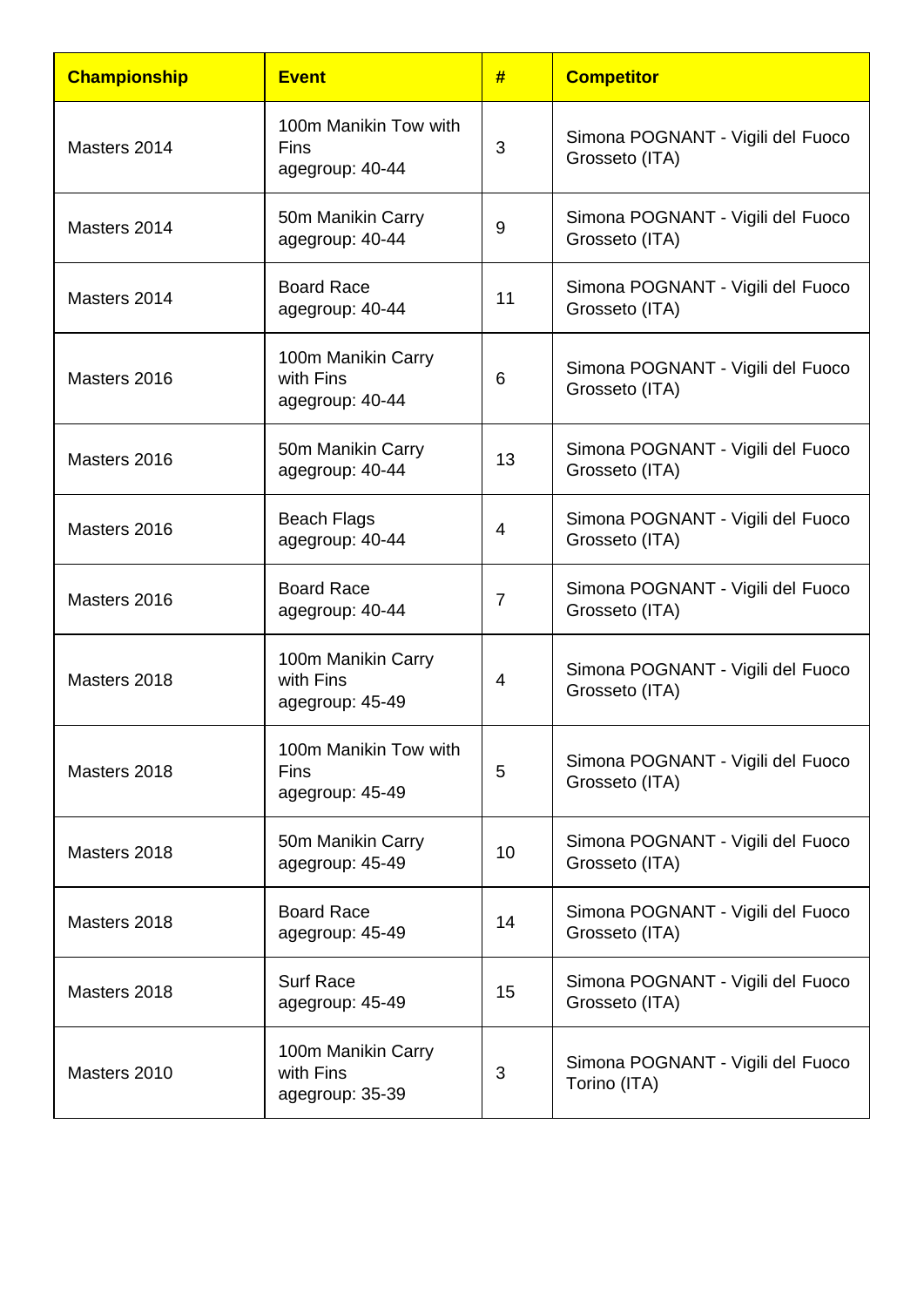| Championship | Event | # | Competitor |
|---|---|---|---|
| Masters 2014 | 100m Manikin Tow with Fins agegroup: 40-44 | 3 | Simona POGNANT - Vigili del Fuoco Grosseto (ITA) |
| Masters 2014 | 50m Manikin Carry agegroup: 40-44 | 9 | Simona POGNANT - Vigili del Fuoco Grosseto (ITA) |
| Masters 2014 | Board Race agegroup: 40-44 | 11 | Simona POGNANT - Vigili del Fuoco Grosseto (ITA) |
| Masters 2016 | 100m Manikin Carry with Fins agegroup: 40-44 | 6 | Simona POGNANT - Vigili del Fuoco Grosseto (ITA) |
| Masters 2016 | 50m Manikin Carry agegroup: 40-44 | 13 | Simona POGNANT - Vigili del Fuoco Grosseto (ITA) |
| Masters 2016 | Beach Flags agegroup: 40-44 | 4 | Simona POGNANT - Vigili del Fuoco Grosseto (ITA) |
| Masters 2016 | Board Race agegroup: 40-44 | 7 | Simona POGNANT - Vigili del Fuoco Grosseto (ITA) |
| Masters 2018 | 100m Manikin Carry with Fins agegroup: 45-49 | 4 | Simona POGNANT - Vigili del Fuoco Grosseto (ITA) |
| Masters 2018 | 100m Manikin Tow with Fins agegroup: 45-49 | 5 | Simona POGNANT - Vigili del Fuoco Grosseto (ITA) |
| Masters 2018 | 50m Manikin Carry agegroup: 45-49 | 10 | Simona POGNANT - Vigili del Fuoco Grosseto (ITA) |
| Masters 2018 | Board Race agegroup: 45-49 | 14 | Simona POGNANT - Vigili del Fuoco Grosseto (ITA) |
| Masters 2018 | Surf Race agegroup: 45-49 | 15 | Simona POGNANT - Vigili del Fuoco Grosseto (ITA) |
| Masters 2010 | 100m Manikin Carry with Fins agegroup: 35-39 | 3 | Simona POGNANT - Vigili del Fuoco Torino (ITA) |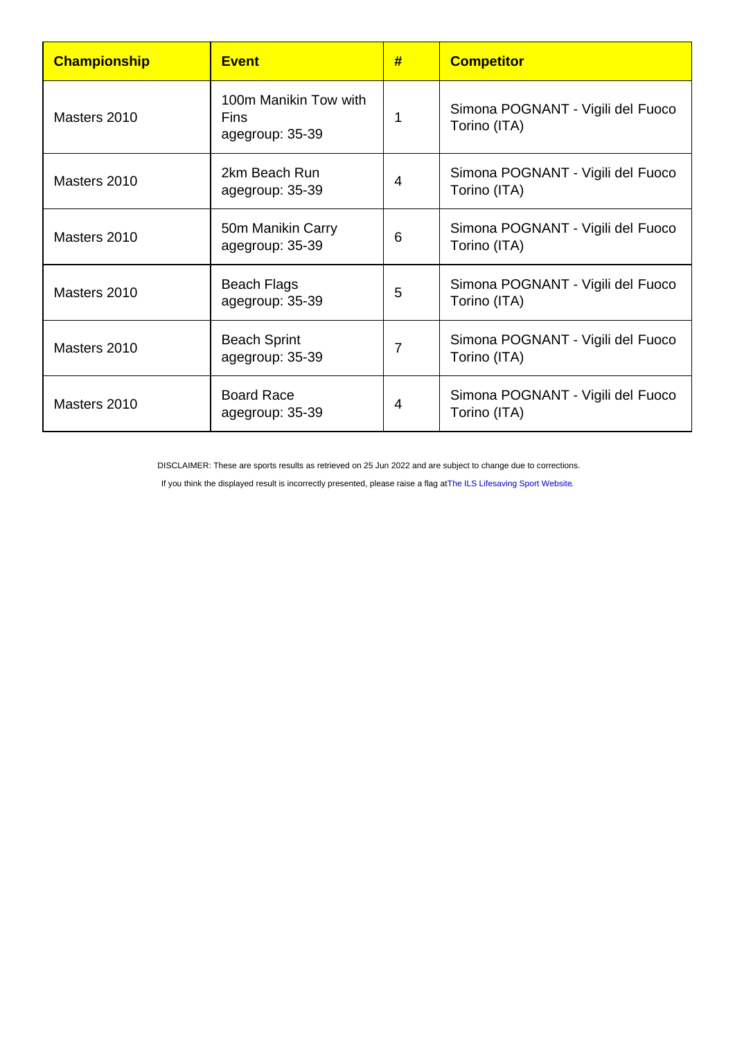| Championship | Event | # | Competitor |
| --- | --- | --- | --- |
| Masters 2010 | 100m Manikin Tow with Fins agegroup: 35-39 | 1 | Simona POGNANT - Vigili del Fuoco Torino (ITA) |
| Masters 2010 | 2km Beach Run agegroup: 35-39 | 4 | Simona POGNANT - Vigili del Fuoco Torino (ITA) |
| Masters 2010 | 50m Manikin Carry agegroup: 35-39 | 6 | Simona POGNANT - Vigili del Fuoco Torino (ITA) |
| Masters 2010 | Beach Flags agegroup: 35-39 | 5 | Simona POGNANT - Vigili del Fuoco Torino (ITA) |
| Masters 2010 | Beach Sprint agegroup: 35-39 | 7 | Simona POGNANT - Vigili del Fuoco Torino (ITA) |
| Masters 2010 | Board Race agegroup: 35-39 | 4 | Simona POGNANT - Vigili del Fuoco Torino (ITA) |

DISCLAIMER: These are sports results as retrieved on 25 Jun 2022 and are subject to change due to corrections.

If you think the displayed result is incorrectly presented, please raise a flag at The ILS Lifesaving Sport Website.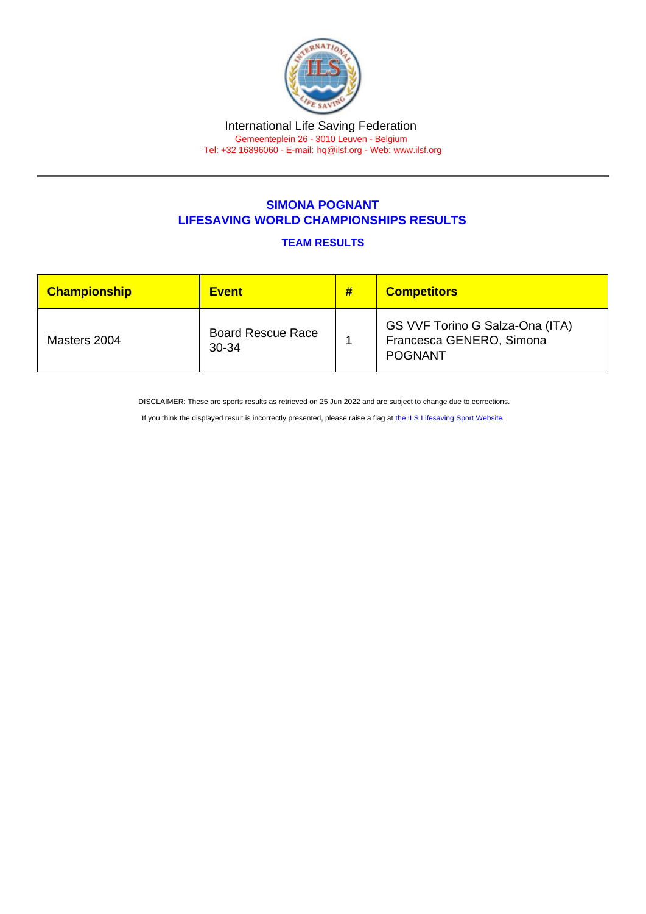International Life Saving Federation

Gemeenteplein 26 - 3010 Leuven - Belgium

Tel: +32 16896060 - E-mail: hq@ilsf.org - Web: www.ilsf.org

## SIMONA POGNANT
## LIFESAVING WORLD CHAMPIONSHIPS RESULTS

### TEAM RESULTS

| Championship | Event | # | Competitors |
|---|---|---|---|
| Masters 2004 | Board Rescue Race 30-34 | 1 | GS VVF Torino G Salza-Ona (ITA) Francesca GENERO, Simona POGNANT |

DISCLAIMER: These are sports results as retrieved on 25 Jun 2022 and are subject to change due to corrections.

If you think the displayed result is incorrectly presented, please raise a flag at the ILS Lifesaving Sport Website.